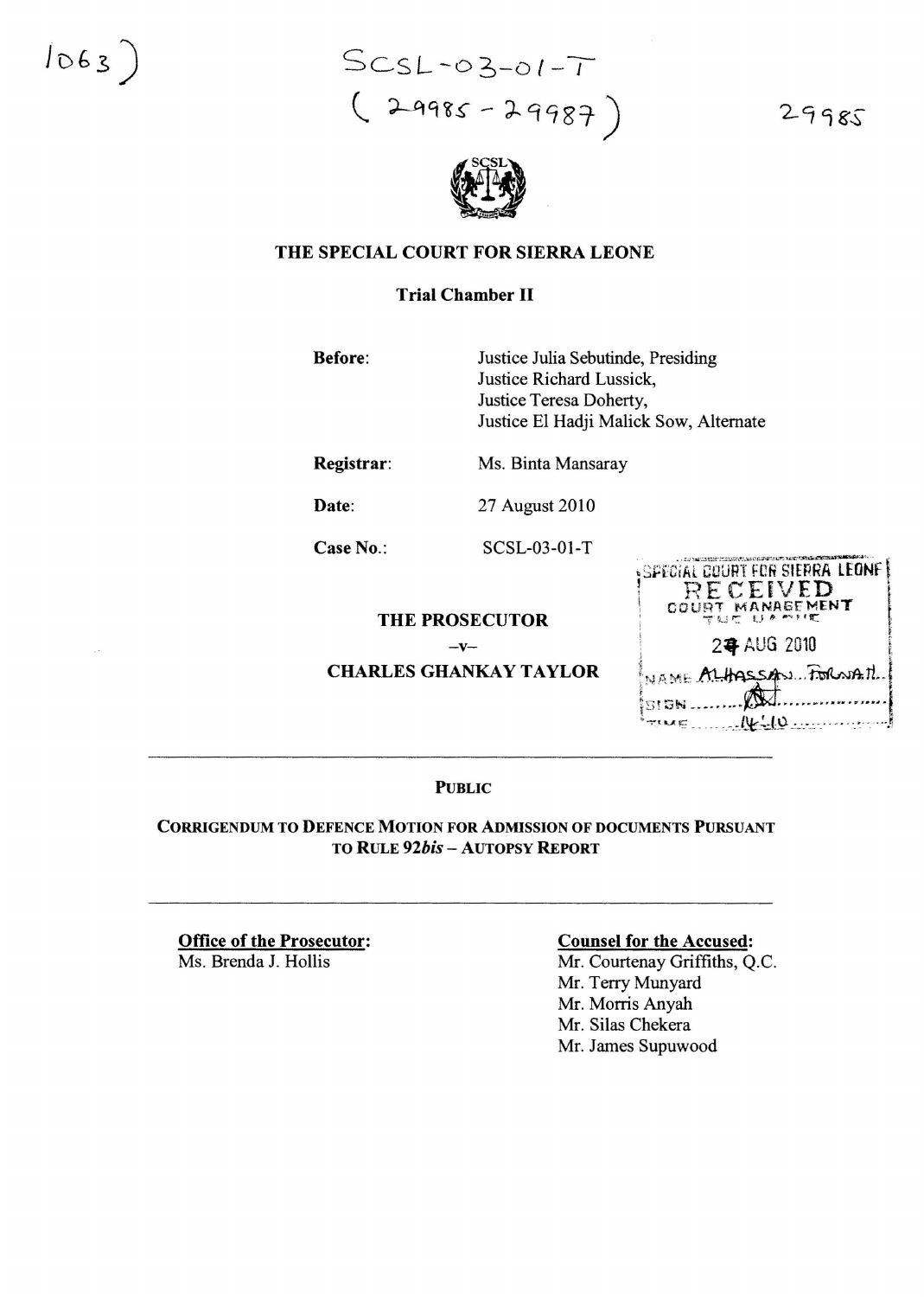1063)

SCSL-03-01-T
( 29985 - 29987 )

29985

# THE SPECIAL COURT FOR SIERRA LEONE

**Trial Chamber II**

**Before:** Justice Julia Sebutinde, Presiding
Justice Richard Lussick,
Justice Teresa Doherty,
Justice El Hadji Malick Sow, Alternate

**Registrar:** Ms. Binta Mansaray

**Date:** 27 August 2010

**Case No.:** SCSL-03-01-T

SPECIAL COURT FOR SIERRA LEONE
RECEIVED
COURT MANAGEMENT
27 AUG 2010
NAME ALHASSAN FORNAH
SIGN
TIME 14:10

**THE PROSECUTOR**

**–v–**

**CHARLES GHANKAY TAYLOR**

---

**PUBLIC**

**CORRIGENDUM TO DEFENCE MOTION FOR ADMISSION OF DOCUMENTS PURSUANT TO RULE 92*bis* – AUTOPSY REPORT**

---

**Office of the Prosecutor:**
Ms. Brenda J. Hollis

**Counsel for the Accused:**
Mr. Courtenay Griffiths, Q.C.
Mr. Terry Munyard
Mr. Morris Anyah
Mr. Silas Chekera
Mr. James Supuwood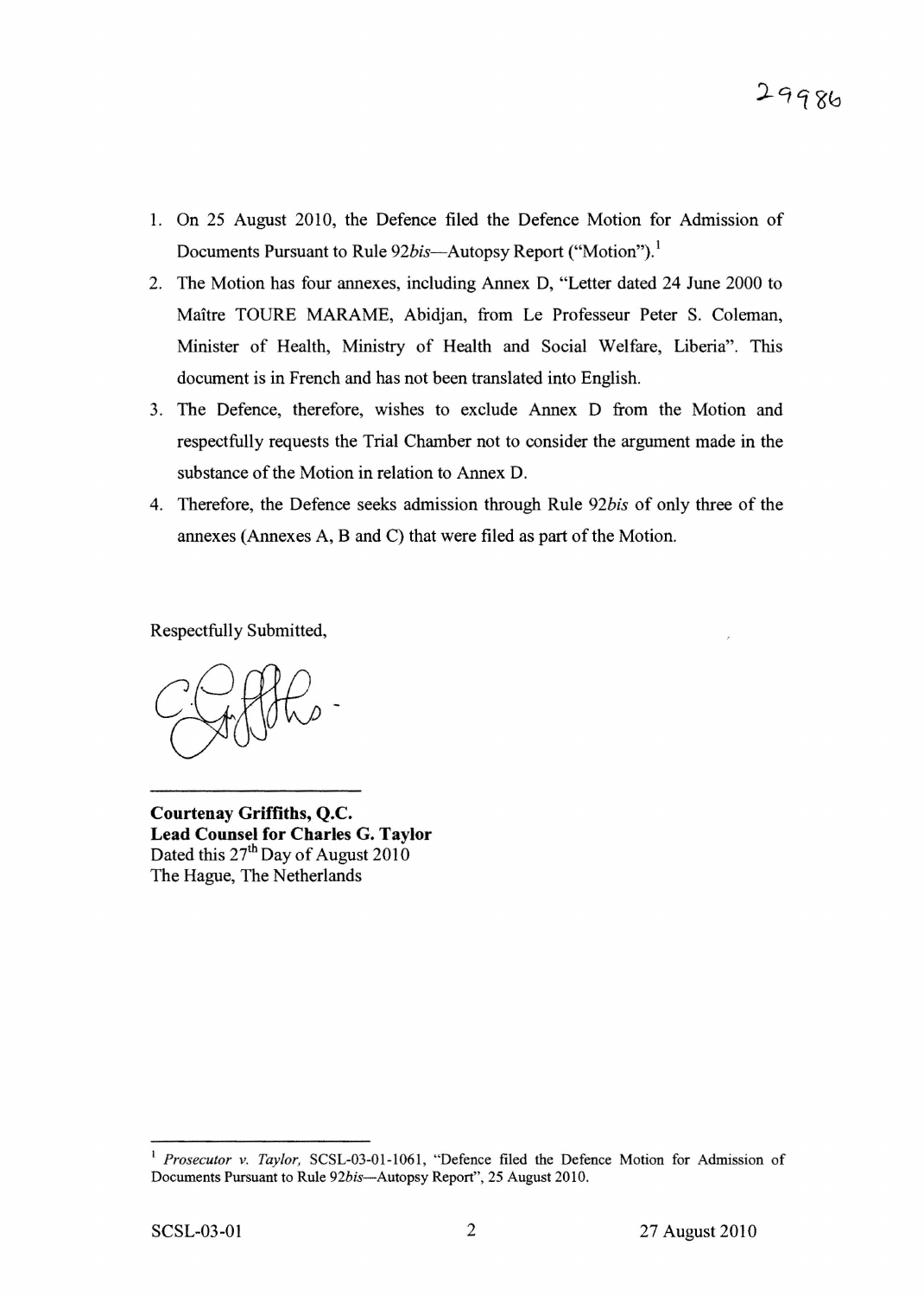1. On 25 August 2010, the Defence filed the Defence Motion for Admission of Documents Pursuant to Rule 92*bis*—Autopsy Report ("Motion").[1]
2. The Motion has four annexes, including Annex D, "Letter dated 24 June 2000 to Maître TOURE MARAME, Abidjan, from Le Professeur Peter S. Coleman, Minister of Health, Ministry of Health and Social Welfare, Liberia". This document is in French and has not been translated into English.
3. The Defence, therefore, wishes to exclude Annex D from the Motion and respectfully requests the Trial Chamber not to consider the argument made in the substance of the Motion in relation to Annex D.
4. Therefore, the Defence seeks admission through Rule 92*bis* of only three of the annexes (Annexes A, B and C) that were filed as part of the Motion.

Respectfully Submitted,

**Courtenay Griffiths, Q.C.**
**Lead Counsel for Charles G. Taylor**
Dated this 27th Day of August 2010
The Hague, The Netherlands

[1] *Prosecutor v. Taylor,* SCSL-03-01-1061, "Defence filed the Defence Motion for Admission of Documents Pursuant to Rule 92*bis*—Autopsy Report", 25 August 2010.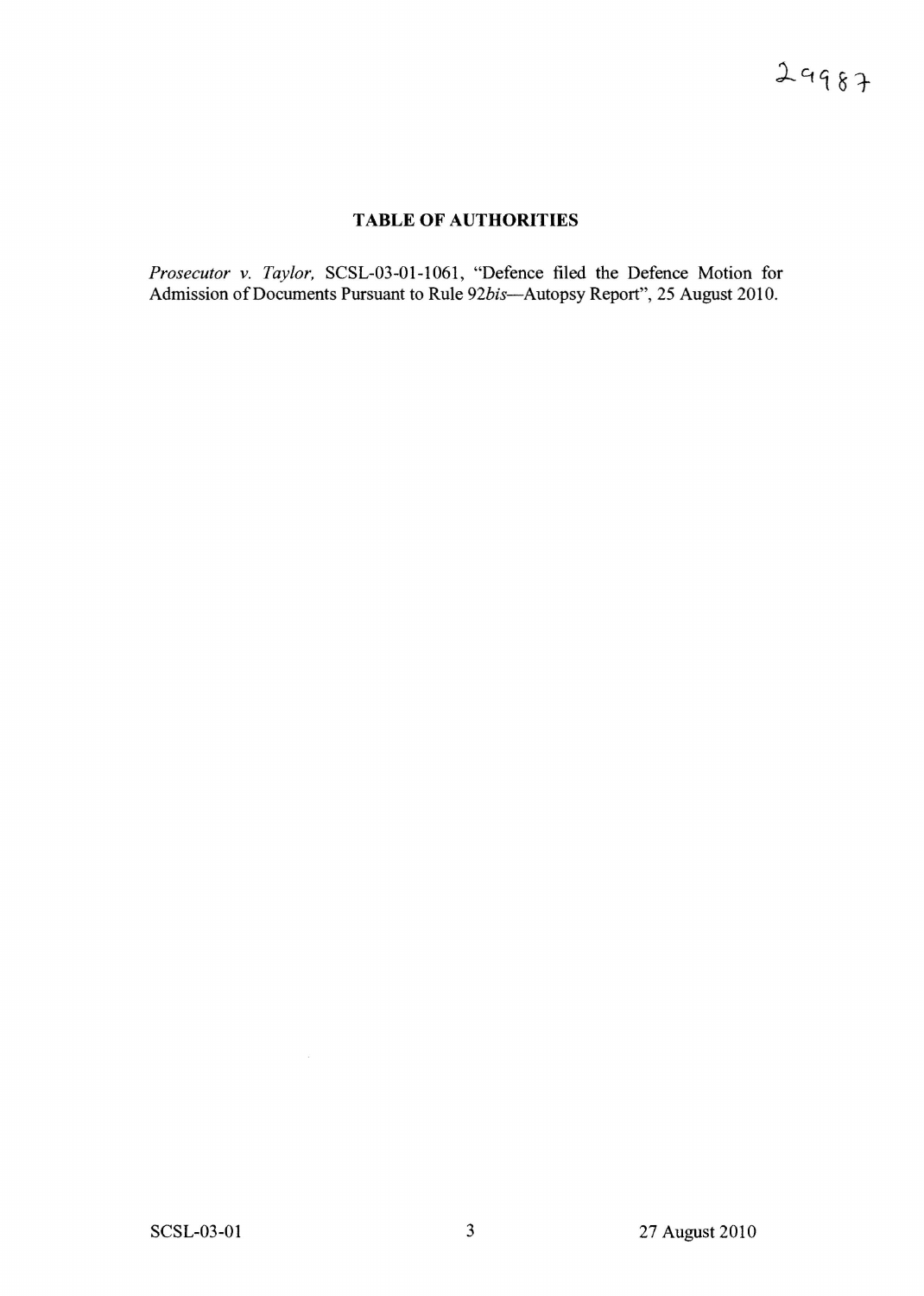## TABLE OF AUTHORITIES

*Prosecutor v. Taylor,* SCSL-03-01-1061, "Defence filed the Defence Motion for Admission of Documents Pursuant to Rule *92bis*—Autopsy Report", 25 August 2010.